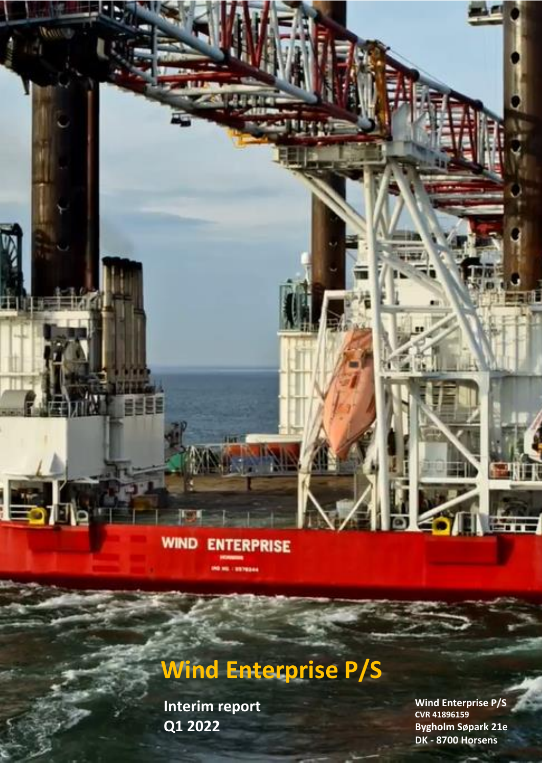# Wind Enterprise P/S

**Interim report**
**Q1 2022**

**Wind Enterprise P/S**
**CVR 41896159**
**Bygholm Søpark 21e**
**DK - 8700 Horsens**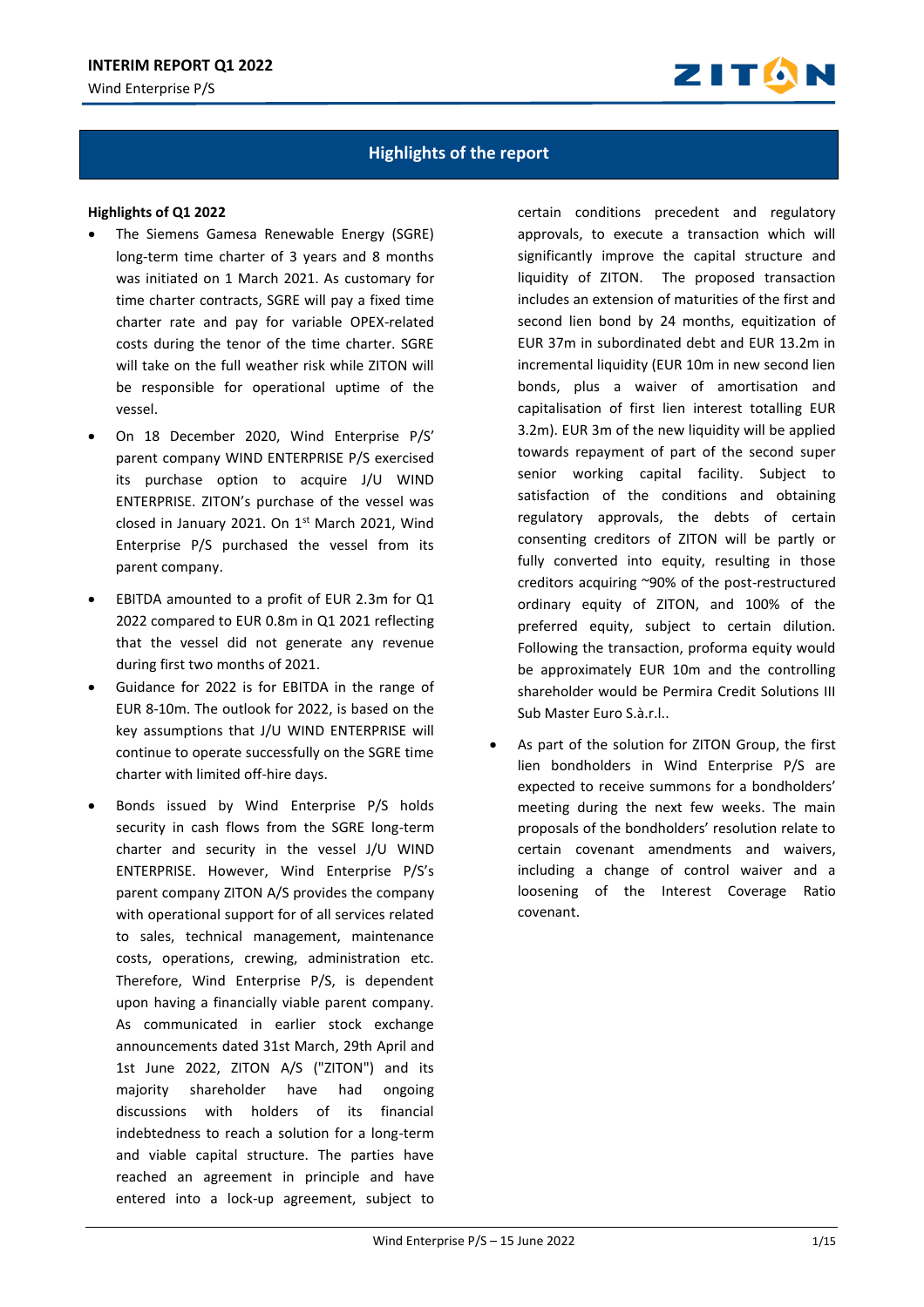## Highlights of the report

**Highlights of Q1 2022**

- The Siemens Gamesa Renewable Energy (SGRE) long-term time charter of 3 years and 8 months was initiated on 1 March 2021. As customary for time charter contracts, SGRE will pay a fixed time charter rate and pay for variable OPEX-related costs during the tenor of the time charter. SGRE will take on the full weather risk while ZITON will be responsible for operational uptime of the vessel.
- On 18 December 2020, Wind Enterprise P/S' parent company WIND ENTERPRISE P/S exercised its purchase option to acquire J/U WIND ENTERPRISE. ZITON's purchase of the vessel was closed in January 2021. On 1st March 2021, Wind Enterprise P/S purchased the vessel from its parent company.
- EBITDA amounted to a profit of EUR 2.3m for Q1 2022 compared to EUR 0.8m in Q1 2021 reflecting that the vessel did not generate any revenue during first two months of 2021.
- Guidance for 2022 is for EBITDA in the range of EUR 8-10m. The outlook for 2022, is based on the key assumptions that J/U WIND ENTERPRISE will continue to operate successfully on the SGRE time charter with limited off-hire days.
- Bonds issued by Wind Enterprise P/S holds security in cash flows from the SGRE long-term charter and security in the vessel J/U WIND ENTERPRISE. However, Wind Enterprise P/S's parent company ZITON A/S provides the company with operational support for of all services related to sales, technical management, maintenance costs, operations, crewing, administration etc. Therefore, Wind Enterprise P/S, is dependent upon having a financially viable parent company. As communicated in earlier stock exchange announcements dated 31st March, 29th April and 1st June 2022, ZITON A/S ("ZITON") and its majority shareholder have had ongoing discussions with holders of its financial indebtedness to reach a solution for a long-term and viable capital structure. The parties have reached an agreement in principle and have entered into a lock-up agreement, subject to certain conditions precedent and regulatory approvals, to execute a transaction which will significantly improve the capital structure and liquidity of ZITON. The proposed transaction includes an extension of maturities of the first and second lien bond by 24 months, equitization of EUR 37m in subordinated debt and EUR 13.2m in incremental liquidity (EUR 10m in new second lien bonds, plus a waiver of amortisation and capitalisation of first lien interest totalling EUR 3.2m). EUR 3m of the new liquidity will be applied towards repayment of part of the second super senior working capital facility. Subject to satisfaction of the conditions and obtaining regulatory approvals, the debts of certain consenting creditors of ZITON will be partly or fully converted into equity, resulting in those creditors acquiring ~90% of the post-restructured ordinary equity of ZITON, and 100% of the preferred equity, subject to certain dilution. Following the transaction, proforma equity would be approximately EUR 10m and the controlling shareholder would be Permira Credit Solutions III Sub Master Euro S.à.r.l..
- As part of the solution for ZITON Group, the first lien bondholders in Wind Enterprise P/S are expected to receive summons for a bondholders' meeting during the next few weeks. The main proposals of the bondholders' resolution relate to certain covenant amendments and waivers, including a change of control waiver and a loosening of the Interest Coverage Ratio covenant.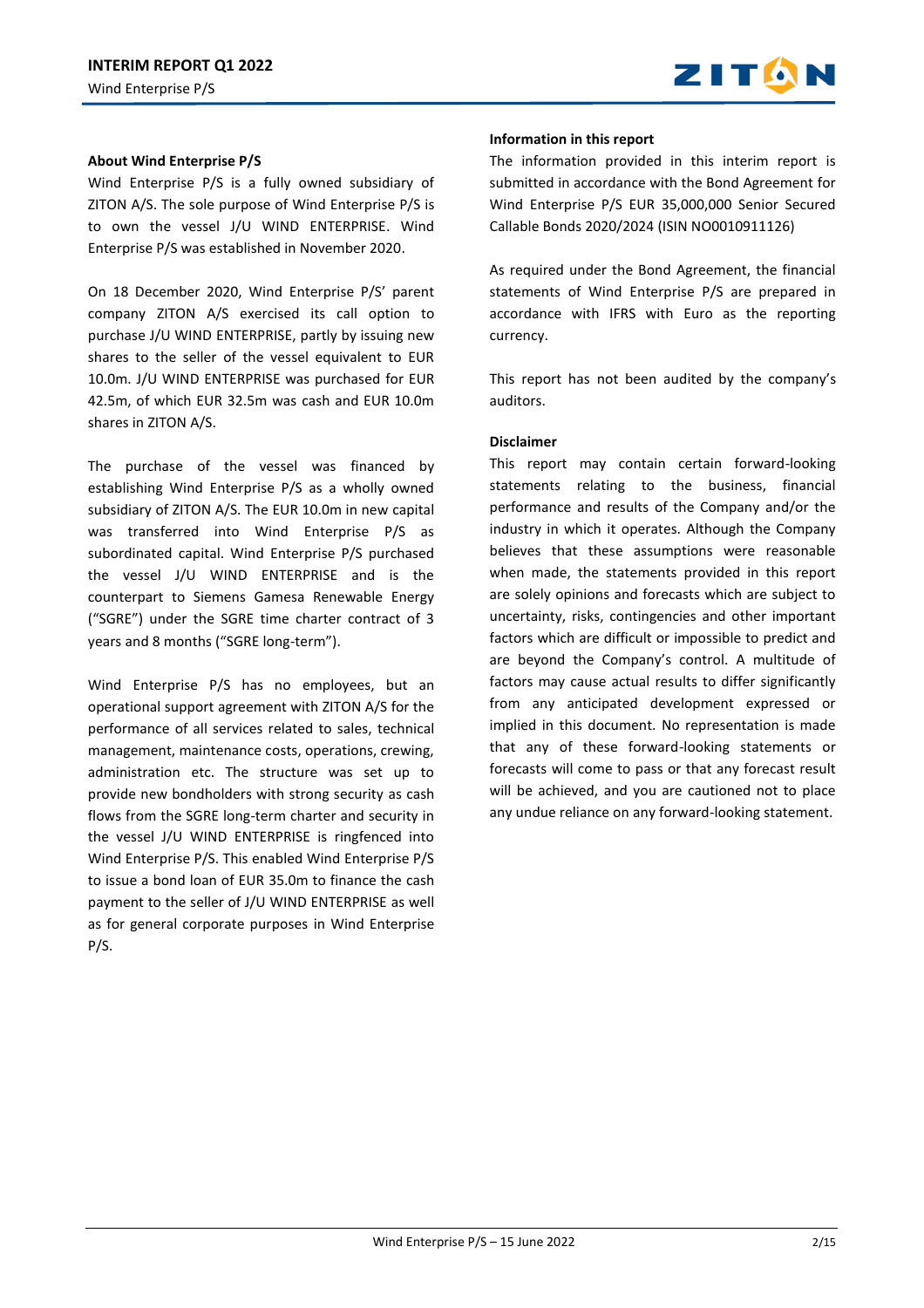## About Wind Enterprise P/S

Wind Enterprise P/S is a fully owned subsidiary of ZITON A/S. The sole purpose of Wind Enterprise P/S is to own the vessel J/U WIND ENTERPRISE. Wind Enterprise P/S was established in November 2020.

On 18 December 2020, Wind Enterprise P/S' parent company ZITON A/S exercised its call option to purchase J/U WIND ENTERPRISE, partly by issuing new shares to the seller of the vessel equivalent to EUR 10.0m. J/U WIND ENTERPRISE was purchased for EUR 42.5m, of which EUR 32.5m was cash and EUR 10.0m shares in ZITON A/S.

The purchase of the vessel was financed by establishing Wind Enterprise P/S as a wholly owned subsidiary of ZITON A/S. The EUR 10.0m in new capital was transferred into Wind Enterprise P/S as subordinated capital. Wind Enterprise P/S purchased the vessel J/U WIND ENTERPRISE and is the counterpart to Siemens Gamesa Renewable Energy ("SGRE") under the SGRE time charter contract of 3 years and 8 months ("SGRE long-term").

Wind Enterprise P/S has no employees, but an operational support agreement with ZITON A/S for the performance of all services related to sales, technical management, maintenance costs, operations, crewing, administration etc. The structure was set up to provide new bondholders with strong security as cash flows from the SGRE long-term charter and security in the vessel J/U WIND ENTERPRISE is ringfenced into Wind Enterprise P/S. This enabled Wind Enterprise P/S to issue a bond loan of EUR 35.0m to finance the cash payment to the seller of J/U WIND ENTERPRISE as well as for general corporate purposes in Wind Enterprise P/S.

## Information in this report

The information provided in this interim report is submitted in accordance with the Bond Agreement for Wind Enterprise P/S EUR 35,000,000 Senior Secured Callable Bonds 2020/2024 (ISIN NO0010911126)

As required under the Bond Agreement, the financial statements of Wind Enterprise P/S are prepared in accordance with IFRS with Euro as the reporting currency.

This report has not been audited by the company's auditors.

## Disclaimer

This report may contain certain forward-looking statements relating to the business, financial performance and results of the Company and/or the industry in which it operates. Although the Company believes that these assumptions were reasonable when made, the statements provided in this report are solely opinions and forecasts which are subject to uncertainty, risks, contingencies and other important factors which are difficult or impossible to predict and are beyond the Company's control. A multitude of factors may cause actual results to differ significantly from any anticipated development expressed or implied in this document. No representation is made that any of these forward-looking statements or forecasts will come to pass or that any forecast result will be achieved, and you are cautioned not to place any undue reliance on any forward-looking statement.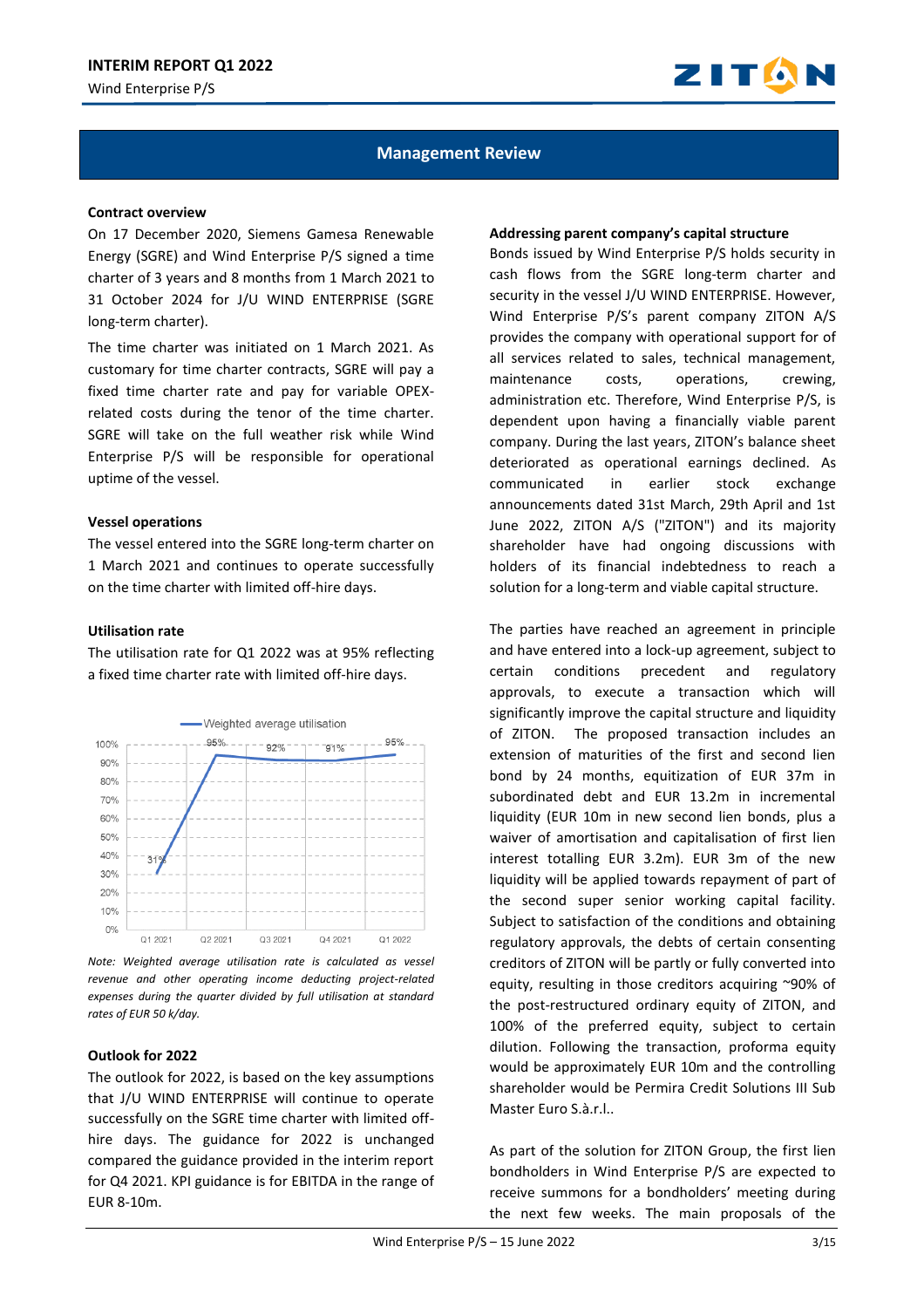## Management Review

### Contract overview

On 17 December 2020, Siemens Gamesa Renewable Energy (SGRE) and Wind Enterprise P/S signed a time charter of 3 years and 8 months from 1 March 2021 to 31 October 2024 for J/U WIND ENTERPRISE (SGRE long-term charter).

The time charter was initiated on 1 March 2021. As customary for time charter contracts, SGRE will pay a fixed time charter rate and pay for variable OPEX-related costs during the tenor of the time charter. SGRE will take on the full weather risk while Wind Enterprise P/S will be responsible for operational uptime of the vessel.

### Vessel operations

The vessel entered into the SGRE long-term charter on 1 March 2021 and continues to operate successfully on the time charter with limited off-hire days.

### Utilisation rate

The utilisation rate for Q1 2022 was at 95% reflecting a fixed time charter rate and limited off-hire days.

| | Q1 2021 | Q2 2021 | Q3 2021 | Q4 2021 | Q1 2022 |
|---|---|---|---|---|---|
| Weighted average utilisation | 31% | 95% | 92% | 91% | 95% |

*Note: Weighted average utilisation rate is calculated as vessel revenue and other operating income deducting project-related expenses during the quarter divided by full utilisation at standard rates of EUR 50 k/day.*

### Outlook for 2022

The outlook for 2022, is based on the key assumptions that J/U WIND ENTERPRISE will continue to operate successfully on the SGRE time charter with limited off-hire days. The guidance for 2022 is unchanged compared the guidance provided in the interim report for Q4 2021. KPI guidance is for EBITDA in the range of EUR 8-10m.

### Addressing parent company's capital structure

Bonds issued by Wind Enterprise P/S holds security in cash flows from the SGRE long-term charter and security in the vessel J/U WIND ENTERPRISE. However, Wind Enterprise P/S's parent company ZITON A/S provides the company with operational support for of all services related to sales, technical management, maintenance costs, operations, crewing, administration etc. Therefore, Wind Enterprise P/S, is dependent upon having a financially viable parent company. During the last years, ZITON's balance sheet deteriorated as operational earnings declined. As communicated in earlier stock exchange announcements dated 31st March, 29th April and 1st June 2022, ZITON A/S ("ZITON") and its majority shareholder have had ongoing discussions with holders of its financial indebtedness to reach a solution for a long-term and viable capital structure.

The parties have reached an agreement in principle and have entered into a lock-up agreement, subject to certain conditions precedent and regulatory approvals, to execute a transaction which will significantly improve the capital structure and liquidity of ZITON. The proposed transaction includes an extension of maturities of the first and second lien bond by 24 months, equitization of EUR 37m in subordinated debt and EUR 13.2m in incremental liquidity (EUR 10m in new second lien bonds, plus a waiver of amortisation and capitalisation of first lien interest totalling EUR 3.2m). EUR 3m of the new liquidity will be applied towards repayment of part of the second super senior working capital facility. Subject to satisfaction of the conditions and obtaining regulatory approvals, the debts of certain consenting creditors of ZITON will be partly or fully converted into equity, resulting in those creditors acquiring ~90% of the post-restructured ordinary equity of ZITON, and 100% of the preferred equity, subject to certain dilution. Following the transaction, proforma equity would be approximately EUR 10m and the controlling shareholder would be Permira Credit Solutions III Sub Master Euro S.à.r.l..

As part of the solution for ZITON Group, the first lien bondholders in Wind Enterprise P/S are expected to receive summons for a bondholders' meeting during the next few weeks. The main proposals of the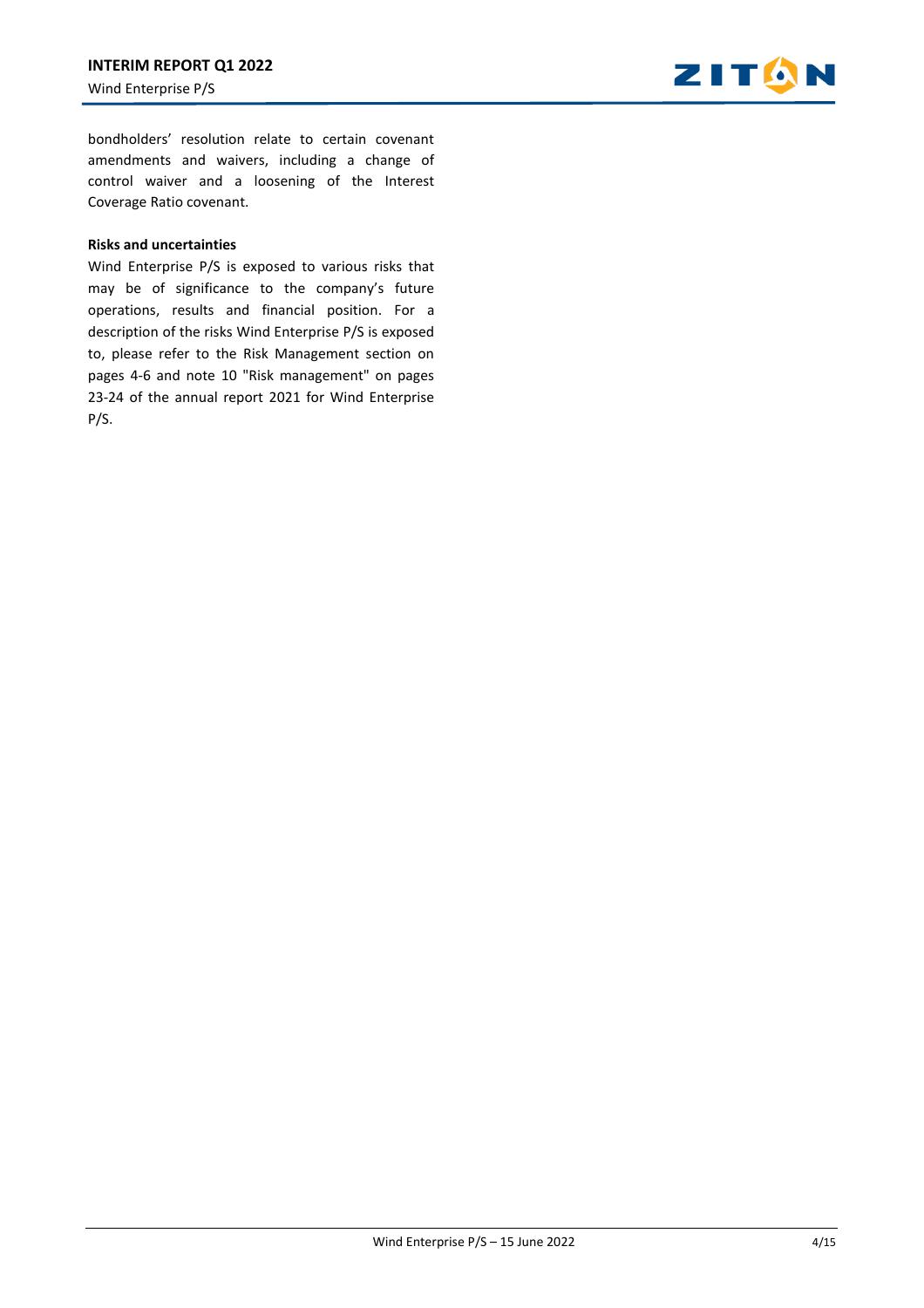bondholders' resolution relate to certain covenant amendments and waivers, including a change of control waiver and a loosening of the Interest Coverage Ratio covenant.

**Risks and uncertainties**

Wind Enterprise P/S is exposed to various risks that may be of significance to the company's future operations, results and financial position. For a description of the risks Wind Enterprise P/S is exposed to, please refer to the Risk Management section on pages 4-6 and note 10 "Risk management" on pages 23-24 of the annual report 2021 for Wind Enterprise P/S.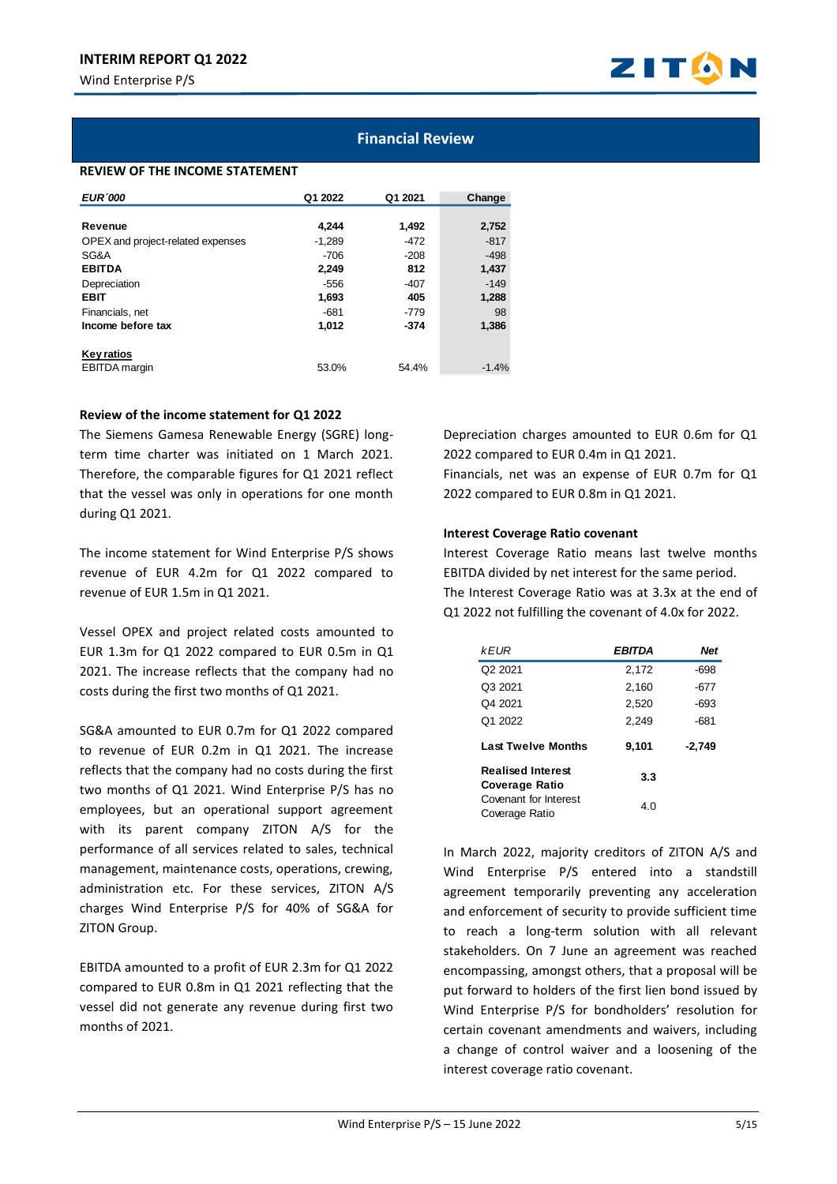## Financial Review

### REVIEW OF THE INCOME STATEMENT

| *EUR´000* | Q1 2022 | Q1 2021 | Change |
|---|---|---|---|
| **Revenue** | **4,244** | **1,492** | **2,752** |
| OPEX and project-related expenses | -1,289 | -472 | -817 |
| SG&A | -706 | -208 | -498 |
| **EBITDA** | **2,249** | **812** | **1,437** |
| Depreciation | -556 | -407 | -149 |
| **EBIT** | **1,693** | **405** | **1,288** |
| Financials, net | -681 | -779 | 98 |
| **Income before tax** | **1,012** | **-374** | **1,386** |
| **Key ratios** | | | |
| EBITDA margin | 53.0% | 54.4% | -1.4% |

**Review of the income statement for Q1 2022**

The Siemens Gamesa Renewable Energy (SGRE) long-term time charter was initiated on 1 March 2021. Therefore, the comparable figures for Q1 2021 reflect that the vessel was only in operations for one month during Q1 2021.

The income statement for Wind Enterprise P/S shows revenue of EUR 4.2m for Q1 2022 compared to revenue of EUR 1.5m in Q1 2021.

Vessel OPEX and project related costs amounted to EUR 1.3m for Q1 2022 compared to EUR 0.5m in Q1 2021. The increase reflects that the company had no costs during the first two months of Q1 2021.

SG&A amounted to EUR 0.7m for Q1 2022 compared to revenue of EUR 0.2m in Q1 2021. The increase reflects that the company had no costs during the first two months of Q1 2021. Wind Enterprise P/S has no employees, but an operational support agreement with its parent company ZITON A/S for the performance of all services related to sales, technical management, maintenance costs, operations, crewing, administration etc. For these services, ZITON A/S charges Wind Enterprise P/S for 40% of SG&A for ZITON Group.

EBITDA amounted to a profit of EUR 2.3m for Q1 2022 compared to EUR 0.8m in Q1 2021 reflecting that the vessel did not generate any revenue during first two months of 2021.

Depreciation charges amounted to EUR 0.6m for Q1 2022 compared to EUR 0.4m in Q1 2021.

Financials, net was an expense of EUR 0.7m for Q1 2022 compared to EUR 0.8m in Q1 2021.

**Interest Coverage Ratio covenant**

Interest Coverage Ratio means last twelve months EBITDA divided by net interest for the same period.

The Interest Coverage Ratio was at 3.3x at the end of Q1 2022 not fulfilling the covenant of 4.0x for 2022.

| *kEUR* | *EBITDA* | *Net* |
|---|---|---|
| Q2 2021 | 2,172 | -698 |
| Q3 2021 | 2,160 | -677 |
| Q4 2021 | 2,520 | -693 |
| Q1 2022 | 2,249 | -681 |
| **Last Twelve Months** | **9,101** | **-2,749** |
| **Realised Interest Coverage Ratio** | **3.3** | |
| Covenant for Interest Coverage Ratio | 4.0 | |

In March 2022, majority creditors of ZITON A/S and Wind Enterprise P/S entered into a standstill agreement temporarily preventing any acceleration and enforcement of security to provide sufficient time to reach a long-term solution with all relevant stakeholders. On 7 June an agreement was reached encompassing, amongst others, that a proposal will be put forward to holders of the first lien bond issued by Wind Enterprise P/S for bondholders' resolution for certain covenant amendments and waivers, including a change of control waiver and a loosening of the interest coverage ratio covenant.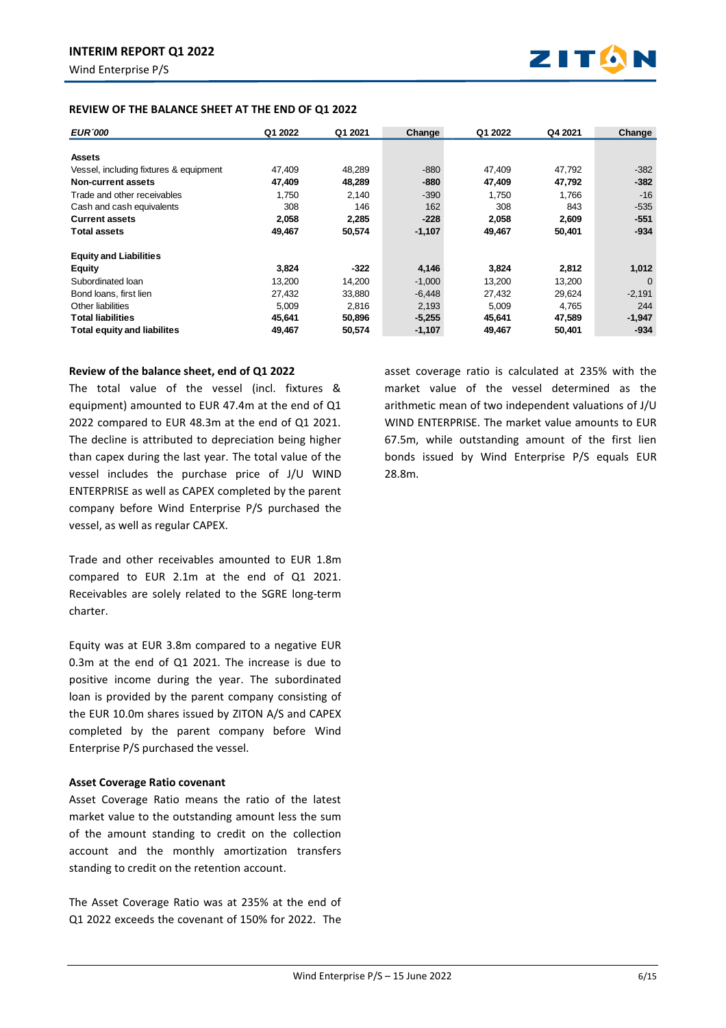## REVIEW OF THE BALANCE SHEET AT THE END OF Q1 2022

| *EUR´000* | Q1 2022 | Q1 2021 | Change | Q1 2022 | Q4 2021 | Change |
|---|---|---|---|---|---|---|
| **Assets** | | | | | | |
| Vessel, including fixtures & equipment | 47,409 | 48,289 | -880 | 47,409 | 47,792 | -382 |
| **Non-current assets** | **47,409** | **48,289** | **-880** | **47,409** | **47,792** | **-382** |
| Trade and other receivables | 1,750 | 2,140 | -390 | 1,750 | 1,766 | -16 |
| Cash and cash equivalents | 308 | 146 | 162 | 308 | 843 | -535 |
| **Current assets** | **2,058** | **2,285** | **-228** | **2,058** | **2,609** | **-551** |
| **Total assets** | **49,467** | **50,574** | **-1,107** | **49,467** | **50,401** | **-934** |
| **Equity and Liabilities** | | | | | | |
| **Equity** | **3,824** | **-322** | **4,146** | **3,824** | **2,812** | **1,012** |
| Subordinated loan | 13,200 | 14,200 | -1,000 | 13,200 | 13,200 | 0 |
| Bond loans, first lien | 27,432 | 33,880 | -6,448 | 27,432 | 29,624 | -2,191 |
| Other liabilities | 5,009 | 2,816 | 2,193 | 5,009 | 4,765 | 244 |
| **Total liabilities** | **45,641** | **50,896** | **-5,255** | **45,641** | **47,589** | **-1,947** |
| **Total equity and liabilites** | **49,467** | **50,574** | **-1,107** | **49,467** | **50,401** | **-934** |

### Review of the balance sheet, end of Q1 2022

The total value of the vessel (incl. fixtures & equipment) amounted to EUR 47.4m at the end of Q1 2022 compared to EUR 48.3m at the end of Q1 2021. The decline is attributed to depreciation being higher than capex during the last year. The total value of the vessel includes the purchase price of J/U WIND ENTERPRISE as well as CAPEX completed by the parent company before Wind Enterprise P/S purchased the vessel, as well as regular CAPEX.

Trade and other receivables amounted to EUR 1.8m compared to EUR 2.1m at the end of Q1 2021. Receivables are solely related to the SGRE long-term charter.

Equity was at EUR 3.8m compared to a negative EUR 0.3m at the end of Q1 2021. The increase is due to positive income during the year. The subordinated loan is provided by the parent company consisting of the EUR 10.0m shares issued by ZITON A/S and CAPEX completed by the parent company before Wind Enterprise P/S purchased the vessel.

### Asset Coverage Ratio covenant

Asset Coverage Ratio means the ratio of the latest market value to the outstanding amount less the sum of the amount standing to credit on the collection account and the monthly amortization transfers standing to credit on the retention account.

The Asset Coverage Ratio was at 235% at the end of Q1 2022 exceeds the covenant of 150% for 2022. The asset coverage ratio is calculated at 235% with the market value of the vessel determined as the arithmetic mean of two independent valuations of J/U WIND ENTERPRISE. The market value amounts to EUR 67.5m, while outstanding amount of the first lien bonds issued by Wind Enterprise P/S equals EUR 28.8m.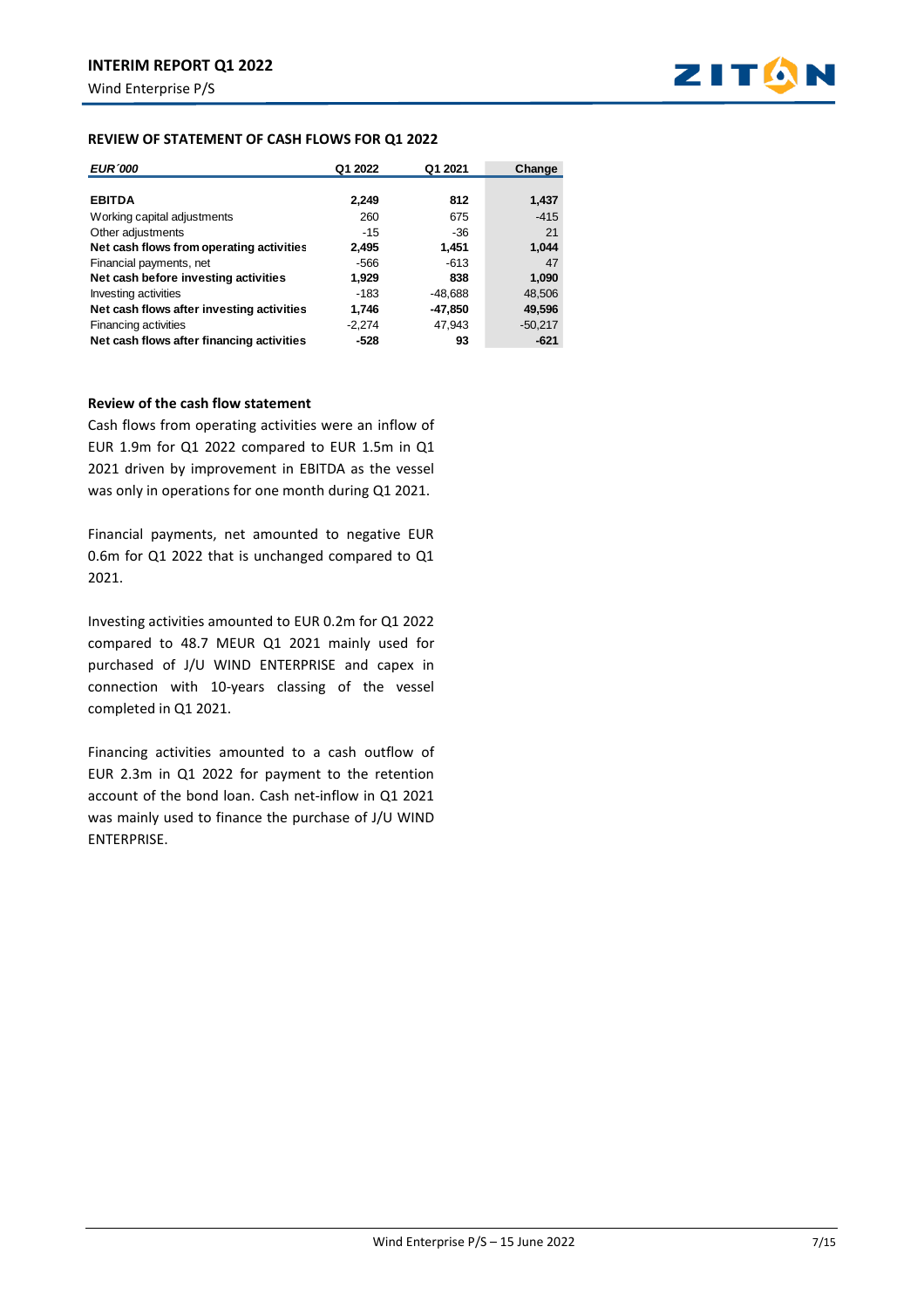## REVIEW OF STATEMENT OF CASH FLOWS FOR Q1 2022

| *EUR´000* | Q1 2022 | Q1 2021 | Change |
|---|---|---|---|
| **EBITDA** | **2,249** | **812** | **1,437** |
| Working capital adjustments | 260 | 675 | -415 |
| Other adjustments | -15 | -36 | 21 |
| **Net cash flows from operating activities** | **2,495** | **1,451** | **1,044** |
| Financial payments, net | -566 | -613 | 47 |
| **Net cash before investing activities** | **1,929** | **838** | **1,090** |
| Investing activities | -183 | -48,688 | 48,506 |
| **Net cash flows after investing activities** | **1,746** | **-47,850** | **49,596** |
| Financing activities | -2,274 | 47,943 | -50,217 |
| **Net cash flows after financing activities** | **-528** | **93** | **-621** |

### Review of the cash flow statement

Cash flows from operating activities were an inflow of EUR 1.9m for Q1 2022 compared to EUR 1.5m in Q1 2021 driven by improvement in EBITDA as the vessel was only in operations for one month during Q1 2021.

Financial payments, net amounted to negative EUR 0.6m for Q1 2022 that is unchanged compared to Q1 2021.

Investing activities amounted to EUR 0.2m for Q1 2022 compared to 48.7 MEUR Q1 2021 mainly used for purchased of J/U WIND ENTERPRISE and capex in connection with 10-years classing of the vessel completed in Q1 2021.

Financing activities amounted to a cash outflow of EUR 2.3m in Q1 2022 for payment to the retention account of the bond loan. Cash net-inflow in Q1 2021 was mainly used to finance the purchase of J/U WIND ENTERPRISE.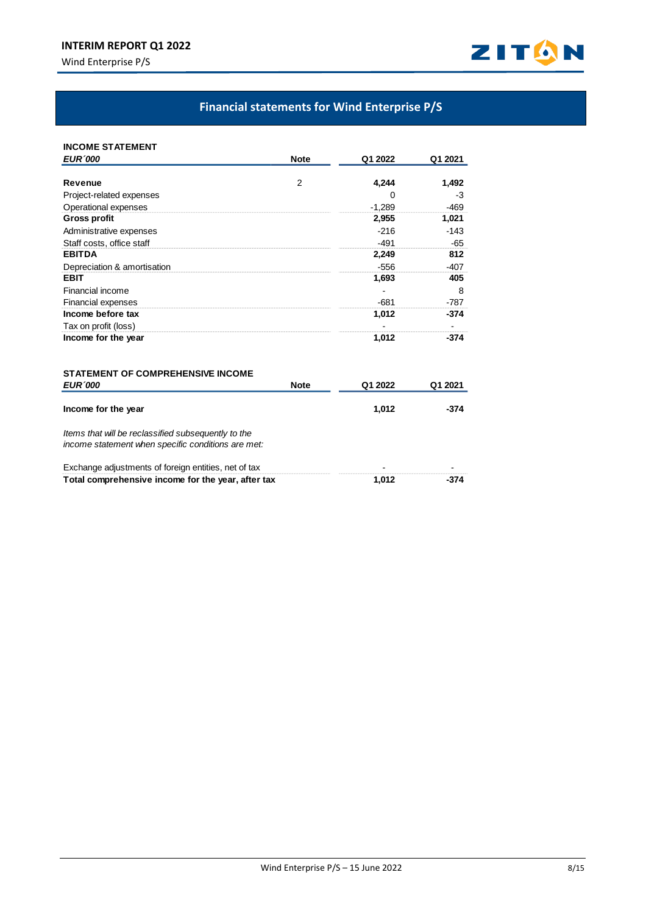## Financial statements for Wind Enterprise P/S

### INCOME STATEMENT

| *EUR´000* | Note | Q1 2022 | Q1 2021 |
|---|---|---|---|
| **Revenue** | 2 | **4,244** | **1,492** |
| Project-related expenses | | 0 | -3 |
| Operational expenses | | -1,289 | -469 |
| **Gross profit** | | **2,955** | **1,021** |
| Administrative expenses | | -216 | -143 |
| Staff costs, office staff | | -491 | -65 |
| **EBITDA** | | **2,249** | **812** |
| Depreciation & amortisation | | -556 | -407 |
| **EBIT** | | **1,693** | **405** |
| Financial income | | - | 8 |
| Financial expenses | | -681 | -787 |
| **Income before tax** | | **1,012** | **-374** |
| Tax on profit (loss) | | - | - |
| **Income for the year** | | **1,012** | **-374** |

### STATEMENT OF COMPREHENSIVE INCOME

| *EUR´000* | Note | Q1 2022 | Q1 2021 |
|---|---|---|---|
| **Income for the year** | | **1,012** | **-374** |
| *Items that will be reclassified subsequently to the income statement when specific conditions are met:* | | | |
| Exchange adjustments of foreign entities, net of tax | | - | - |
| **Total comprehensive income for the year, after tax** | | **1,012** | **-374** |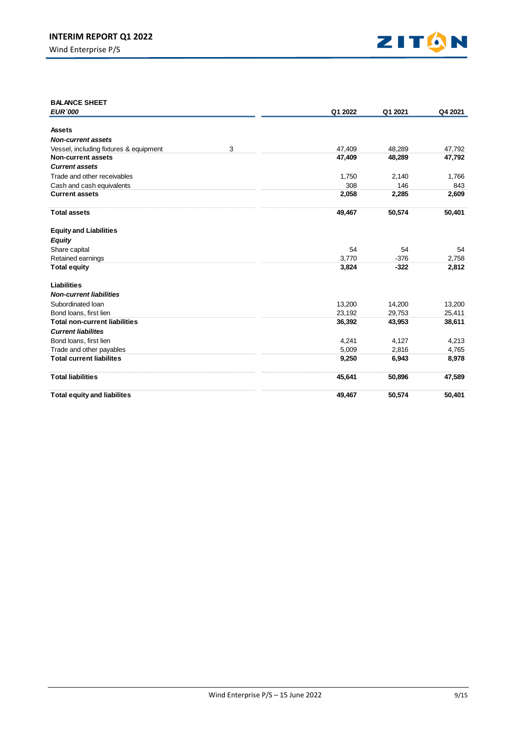**BALANCE SHEET**

| *EUR´000* | | Q1 2022 | Q1 2021 | Q4 2021 |
|---|---|---|---|---|
| **Assets** | | | | |
| ***Non-current assets*** | | | | |
| Vessel, including fixtures & equipment | 3 | 47,409 | 48,289 | 47,792 |
| **Non-current assets** | | **47,409** | **48,289** | **47,792** |
| ***Current assets*** | | | | |
| Trade and other receivables | | 1,750 | 2,140 | 1,766 |
| Cash and cash equivalents | | 308 | 146 | 843 |
| **Current assets** | | **2,058** | **2,285** | **2,609** |
| | | | | |
| **Total assets** | | **49,467** | **50,574** | **50,401** |
| | | | | |
| **Equity and Liabilities** | | | | |
| ***Equity*** | | | | |
| Share capital | | 54 | 54 | 54 |
| Retained earnings | | 3,770 | -376 | 2,758 |
| **Total equity** | | **3,824** | **-322** | **2,812** |
| | | | | |
| **Liabilities** | | | | |
| ***Non-current liabilities*** | | | | |
| Subordinated loan | | 13,200 | 14,200 | 13,200 |
| Bond loans, first lien | | 23,192 | 29,753 | 25,411 |
| **Total non-current liabilities** | | **36,392** | **43,953** | **38,611** |
| ***Current liabilites*** | | | | |
| Bond loans, first lien | | 4,241 | 4,127 | 4,213 |
| Trade and other payables | | 5,009 | 2,816 | 4,765 |
| **Total current liabilites** | | **9,250** | **6,943** | **8,978** |
| | | | | |
| **Total liabilities** | | **45,641** | **50,896** | **47,589** |
| | | | | |
| **Total equity and liabilites** | | **49,467** | **50,574** | **50,401** |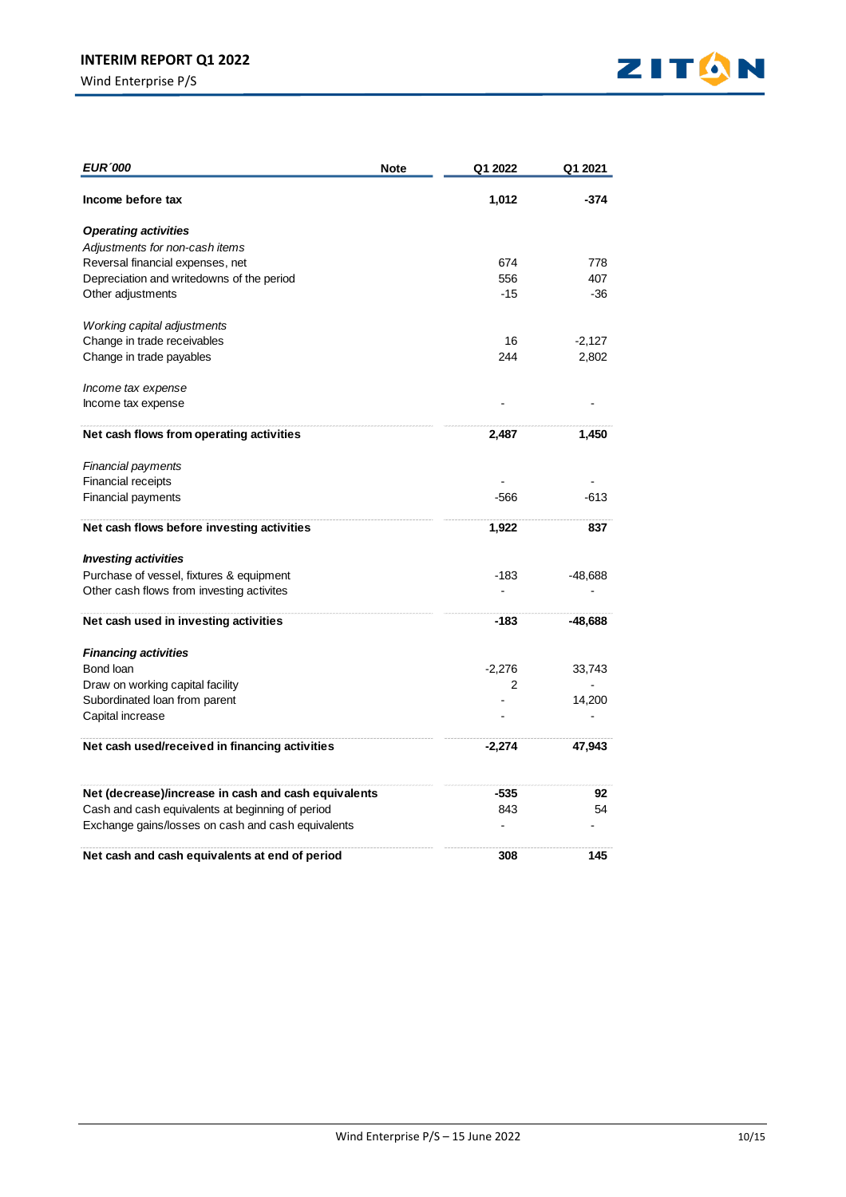| *EUR´000* | Note | Q1 2022 | Q1 2021 |
|---|---|---|---|
| **Income before tax** | | **1,012** | **-374** |
| ***Operating activities*** | | | |
| *Adjustments for non-cash items* | | | |
| Reversal financial expenses, net | | 674 | 778 |
| Depreciation and writedowns of the period | | 556 | 407 |
| Other adjustments | | -15 | -36 |
| *Working capital adjustments* | | | |
| Change in trade receivables | | 16 | -2,127 |
| Change in trade payables | | 244 | 2,802 |
| *Income tax expense* | | | |
| Income tax expense | | - | - |
| **Net cash flows from operating activities** | | **2,487** | **1,450** |
| *Financial payments* | | | |
| Financial receipts | | - | - |
| Financial payments | | -566 | -613 |
| **Net cash flows before investing activities** | | **1,922** | **837** |
| ***Investing activities*** | | | |
| Purchase of vessel, fixtures & equipment | | -183 | -48,688 |
| Other cash flows from investing activites | | - | - |
| **Net cash used in investing activities** | | **-183** | **-48,688** |
| ***Financing activities*** | | | |
| Bond loan | | -2,276 | 33,743 |
| Draw on working capital facility | | 2 | - |
| Subordinated loan from parent | | - | 14,200 |
| Capital increase | | - | - |
| **Net cash used/received in financing activities** | | **-2,274** | **47,943** |
| **Net (decrease)/increase in cash and cash equivalents** | | **-535** | **92** |
| Cash and cash equivalents at beginning of period | | 843 | 54 |
| Exchange gains/losses on cash and cash equivalents | | - | - |
| **Net cash and cash equivalents at end of period** | | **308** | **145** |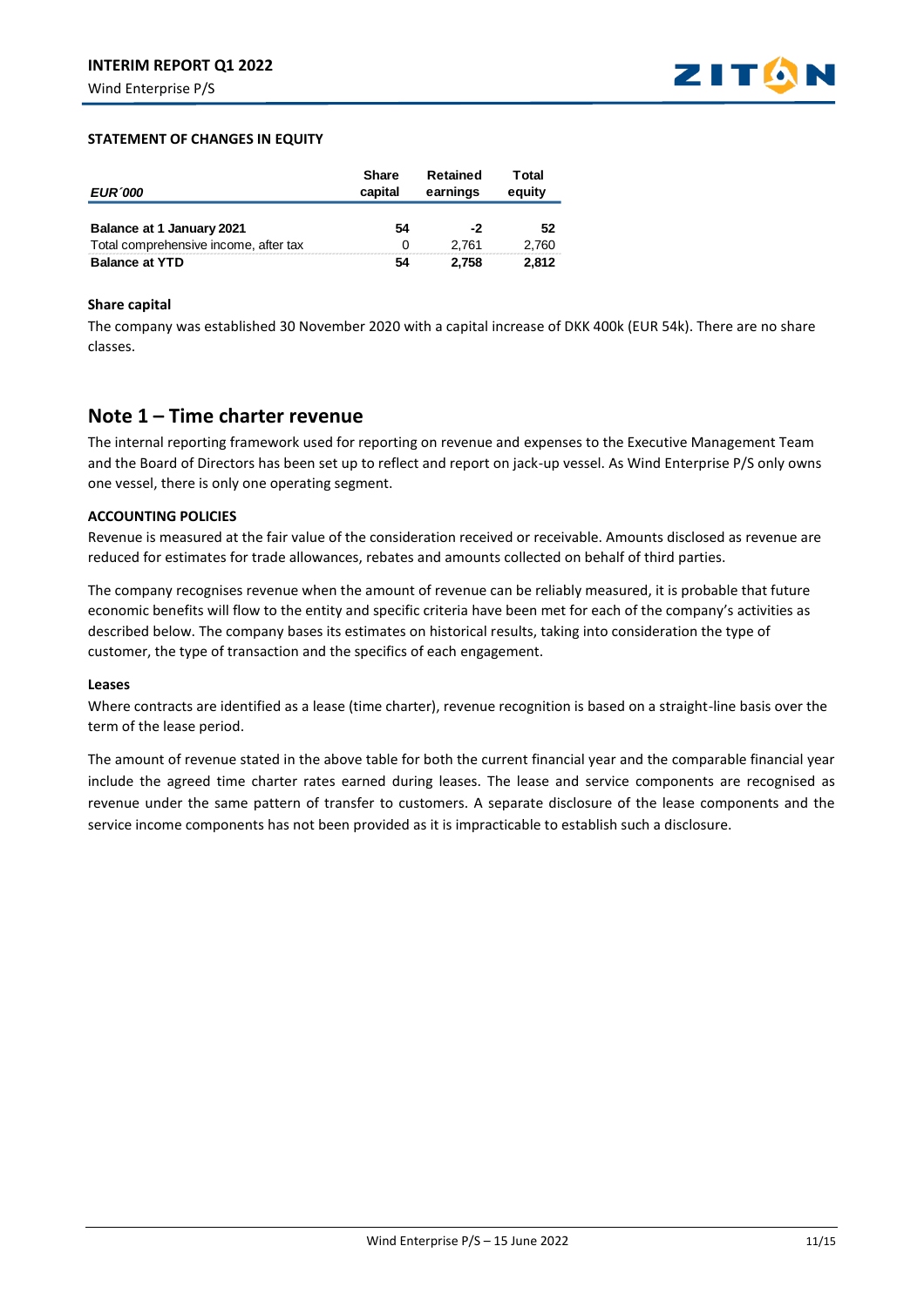### STATEMENT OF CHANGES IN EQUITY

| *EUR´000* | Share capital | Retained earnings | Total equity |
|---|---|---|---|
| **Balance at 1 January 2021** | **54** | **-2** | **52** |
| Total comprehensive income, after tax | 0 | 2,761 | 2,760 |
| **Balance at YTD** | **54** | **2,758** | **2,812** |

**Share capital**

The company was established 30 November 2020 with a capital increase of DKK 400k (EUR 54k). There are no share classes.

## Note 1 – Time charter revenue

The internal reporting framework used for reporting on revenue and expenses to the Executive Management Team and the Board of Directors has been set up to reflect and report on jack-up vessel. As Wind Enterprise P/S only owns one vessel, there is only one operating segment.

**ACCOUNTING POLICIES**

Revenue is measured at the fair value of the consideration received or receivable. Amounts disclosed as revenue are reduced for estimates for trade allowances, rebates and amounts collected on behalf of third parties.

The company recognises revenue when the amount of revenue can be reliably measured, it is probable that future economic benefits will flow to the entity and specific criteria have been met for each of the company's activities as described below. The company bases its estimates on historical results, taking into consideration the type of customer, the type of transaction and the specifics of each engagement.

**Leases**

Where contracts are identified as a lease (time charter), revenue recognition is based on a straight-line basis over the term of the lease period.

The amount of revenue stated in the above table for both the current financial year and the comparable financial year include the agreed time charter rates earned during leases. The lease and service components are recognised as revenue under the same pattern of transfer to customers. A separate disclosure of the lease components and the service income components has not been provided as it is impracticable to establish such a disclosure.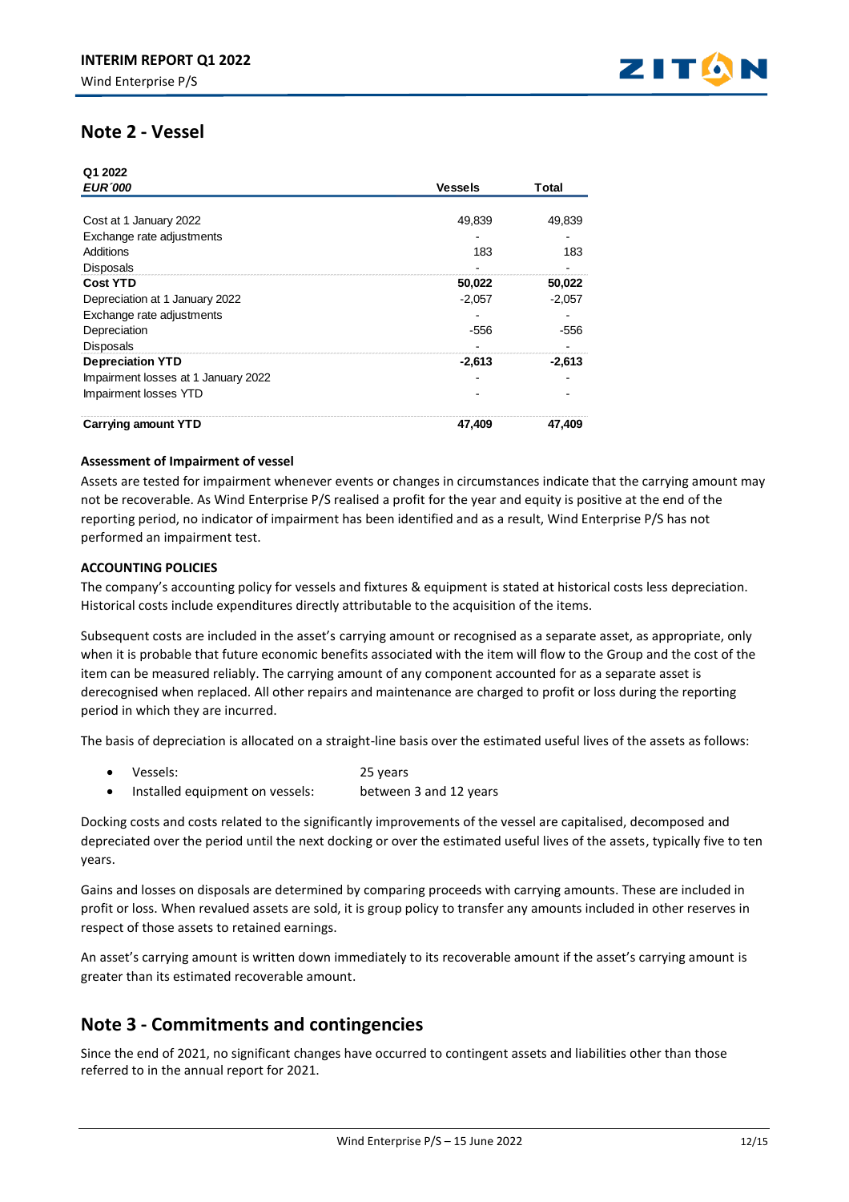## Note 2 - Vessel

| Q1 2022<br>*EUR´000* | Vessels | Total |
|---|---|---|
| Cost at 1 January 2022 | 49,839 | 49,839 |
| Exchange rate adjustments | - | - |
| Additions | 183 | 183 |
| Disposals | - | - |
| **Cost YTD** | **50,022** | **50,022** |
| Depreciation at 1 January 2022 | -2,057 | -2,057 |
| Exchange rate adjustments | - | - |
| Depreciation | -556 | -556 |
| Disposals | - | - |
| **Depreciation YTD** | **-2,613** | **-2,613** |
| Impairment losses at 1 January 2022 | - | - |
| Impairment losses YTD | - | - |
| **Carrying amount YTD** | **47,409** | **47,409** |

**Assessment of Impairment of vessel**

Assets are tested for impairment whenever events or changes in circumstances indicate that the carrying amount may not be recoverable. As Wind Enterprise P/S realised a profit for the year and equity is positive at the end of the reporting period, no indicator of impairment has been identified and as a result, Wind Enterprise P/S has not performed an impairment test.

**ACCOUNTING POLICIES**

The company's accounting policy for vessels and fixtures & equipment is stated at historical costs less depreciation. Historical costs include expenditures directly attributable to the acquisition of the items.

Subsequent costs are included in the asset's carrying amount or recognised as a separate asset, as appropriate, only when it is probable that future economic benefits associated with the item will flow to the Group and the cost of the item can be measured reliably. The carrying amount of any component accounted for as a separate asset is derecognised when replaced. All other repairs and maintenance are charged to profit or loss during the reporting period in which they are incurred.

The basis of depreciation is allocated on a straight-line basis over the estimated useful lives of the assets as follows:

- Vessels: 25 years
- Installed equipment on vessels: between 3 and 12 years

Docking costs and costs related to the significantly improvements of the vessel are capitalised, decomposed and depreciated over the period until the next docking or over the estimated useful lives of the assets, typically five to ten years.

Gains and losses on disposals are determined by comparing proceeds with carrying amounts. These are included in profit or loss. When revalued assets are sold, it is group policy to transfer any amounts included in other reserves in respect of those assets to retained earnings.

An asset's carrying amount is written down immediately to its recoverable amount if the asset's carrying amount is greater than its estimated recoverable amount.

## Note 3 - Commitments and contingencies

Since the end of 2021, no significant changes have occurred to contingent assets and liabilities other than those referred to in the annual report for 2021.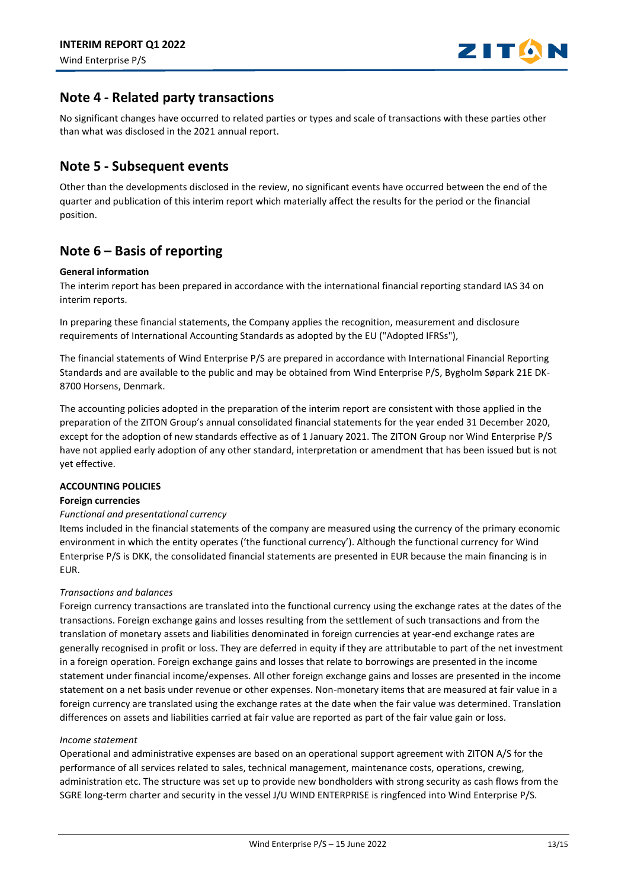## Note 4 - Related party transactions

No significant changes have occurred to related parties or types and scale of transactions with these parties other than what was disclosed in the 2021 annual report.

## Note 5 - Subsequent events

Other than the developments disclosed in the review, no significant events have occurred between the end of the quarter and publication of this interim report which materially affect the results for the period or the financial position.

## Note 6 – Basis of reporting

**General information**

The interim report has been prepared in accordance with the international financial reporting standard IAS 34 on interim reports.

In preparing these financial statements, the Company applies the recognition, measurement and disclosure requirements of International Accounting Standards as adopted by the EU ("Adopted IFRSs"),

The financial statements of Wind Enterprise P/S are prepared in accordance with International Financial Reporting Standards and are available to the public and may be obtained from Wind Enterprise P/S, Bygholm Søpark 21E DK-8700 Horsens, Denmark.

The accounting policies adopted in the preparation of the interim report are consistent with those applied in the preparation of the ZITON Group's annual consolidated financial statements for the year ended 31 December 2020, except for the adoption of new standards effective as of 1 January 2021. The ZITON Group nor Wind Enterprise P/S have not applied early adoption of any other standard, interpretation or amendment that has been issued but is not yet effective.

**ACCOUNTING POLICIES**

**Foreign currencies**

*Functional and presentational currency*

Items included in the financial statements of the company are measured using the currency of the primary economic environment in which the entity operates ('the functional currency'). Although the functional currency for Wind Enterprise P/S is DKK, the consolidated financial statements are presented in EUR because the main financing is in EUR.

*Transactions and balances*

Foreign currency transactions are translated into the functional currency using the exchange rates at the dates of the transactions. Foreign exchange gains and losses resulting from the settlement of such transactions and from the translation of monetary assets and liabilities denominated in foreign currencies at year-end exchange rates are generally recognised in profit or loss. They are deferred in equity if they are attributable to part of the net investment in a foreign operation. Foreign exchange gains and losses that relate to borrowings are presented in the income statement under financial income/expenses. All other foreign exchange gains and losses are presented in the income statement on a net basis under revenue or other expenses. Non-monetary items that are measured at fair value in a foreign currency are translated using the exchange rates at the date when the fair value was determined. Translation differences on assets and liabilities carried at fair value are reported as part of the fair value gain or loss.

*Income statement*

Operational and administrative expenses are based on an operational support agreement with ZITON A/S for the performance of all services related to sales, technical management, maintenance costs, operations, crewing, administration etc. The structure was set up to provide new bondholders with strong security as cash flows from the SGRE long-term charter and security in the vessel J/U WIND ENTERPRISE is ringfenced into Wind Enterprise P/S.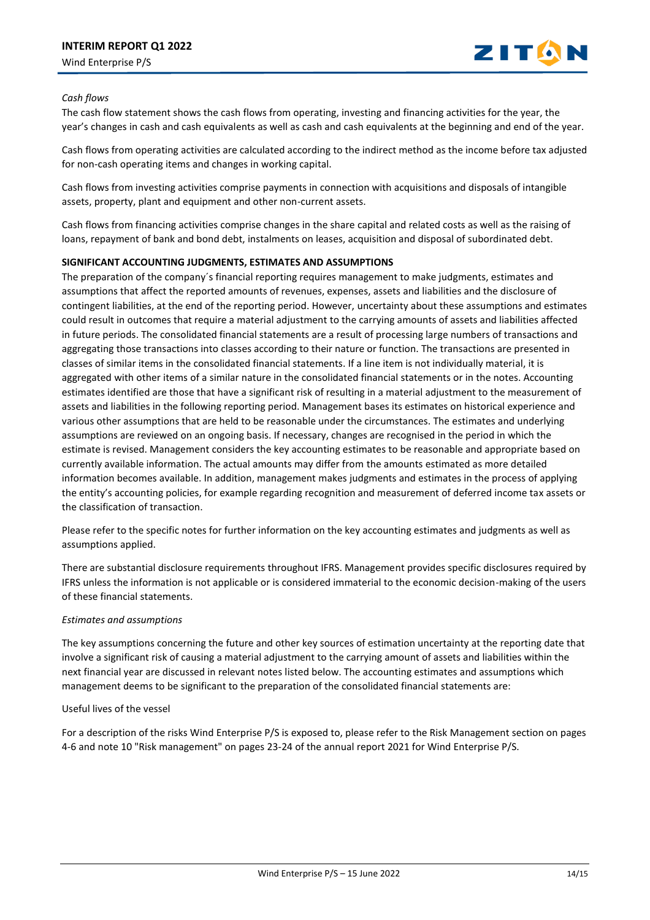*Cash flows*

The cash flow statement shows the cash flows from operating, investing and financing activities for the year, the year's changes in cash and cash equivalents as well as cash and cash equivalents at the beginning and end of the year.

Cash flows from operating activities are calculated according to the indirect method as the income before tax adjusted for non-cash operating items and changes in working capital.

Cash flows from investing activities comprise payments in connection with acquisitions and disposals of intangible assets, property, plant and equipment and other non-current assets.

Cash flows from financing activities comprise changes in the share capital and related costs as well as the raising of loans, repayment of bank and bond debt, instalments on leases, acquisition and disposal of subordinated debt.

**SIGNIFICANT ACCOUNTING JUDGMENTS, ESTIMATES AND ASSUMPTIONS**

The preparation of the company´s financial reporting requires management to make judgments, estimates and assumptions that affect the reported amounts of revenues, expenses, assets and liabilities and the disclosure of contingent liabilities, at the end of the reporting period. However, uncertainty about these assumptions and estimates could result in outcomes that require a material adjustment to the carrying amounts of assets and liabilities affected in future periods. The consolidated financial statements are a result of processing large numbers of transactions and aggregating those transactions into classes according to their nature or function. The transactions are presented in classes of similar items in the consolidated financial statements. If a line item is not individually material, it is aggregated with other items of a similar nature in the consolidated financial statements or in the notes. Accounting estimates identified are those that have a significant risk of resulting in a material adjustment to the measurement of assets and liabilities in the following reporting period. Management bases its estimates on historical experience and various other assumptions that are held to be reasonable under the circumstances. The estimates and underlying assumptions are reviewed on an ongoing basis. If necessary, changes are recognised in the period in which the estimate is revised. Management considers the key accounting estimates to be reasonable and appropriate based on currently available information. The actual amounts may differ from the amounts estimated as more detailed information becomes available. In addition, management makes judgments and estimates in the process of applying the entity's accounting policies, for example regarding recognition and measurement of deferred income tax assets or the classification of transaction.

Please refer to the specific notes for further information on the key accounting estimates and judgments as well as assumptions applied.

There are substantial disclosure requirements throughout IFRS. Management provides specific disclosures required by IFRS unless the information is not applicable or is considered immaterial to the economic decision-making of the users of these financial statements.

*Estimates and assumptions*

The key assumptions concerning the future and other key sources of estimation uncertainty at the reporting date that involve a significant risk of causing a material adjustment to the carrying amount of assets and liabilities within the next financial year are discussed in relevant notes listed below. The accounting estimates and assumptions which management deems to be significant to the preparation of the consolidated financial statements are:

Useful lives of the vessel

For a description of the risks Wind Enterprise P/S is exposed to, please refer to the Risk Management section on pages 4-6 and note 10 "Risk management" on pages 23-24 of the annual report 2021 for Wind Enterprise P/S.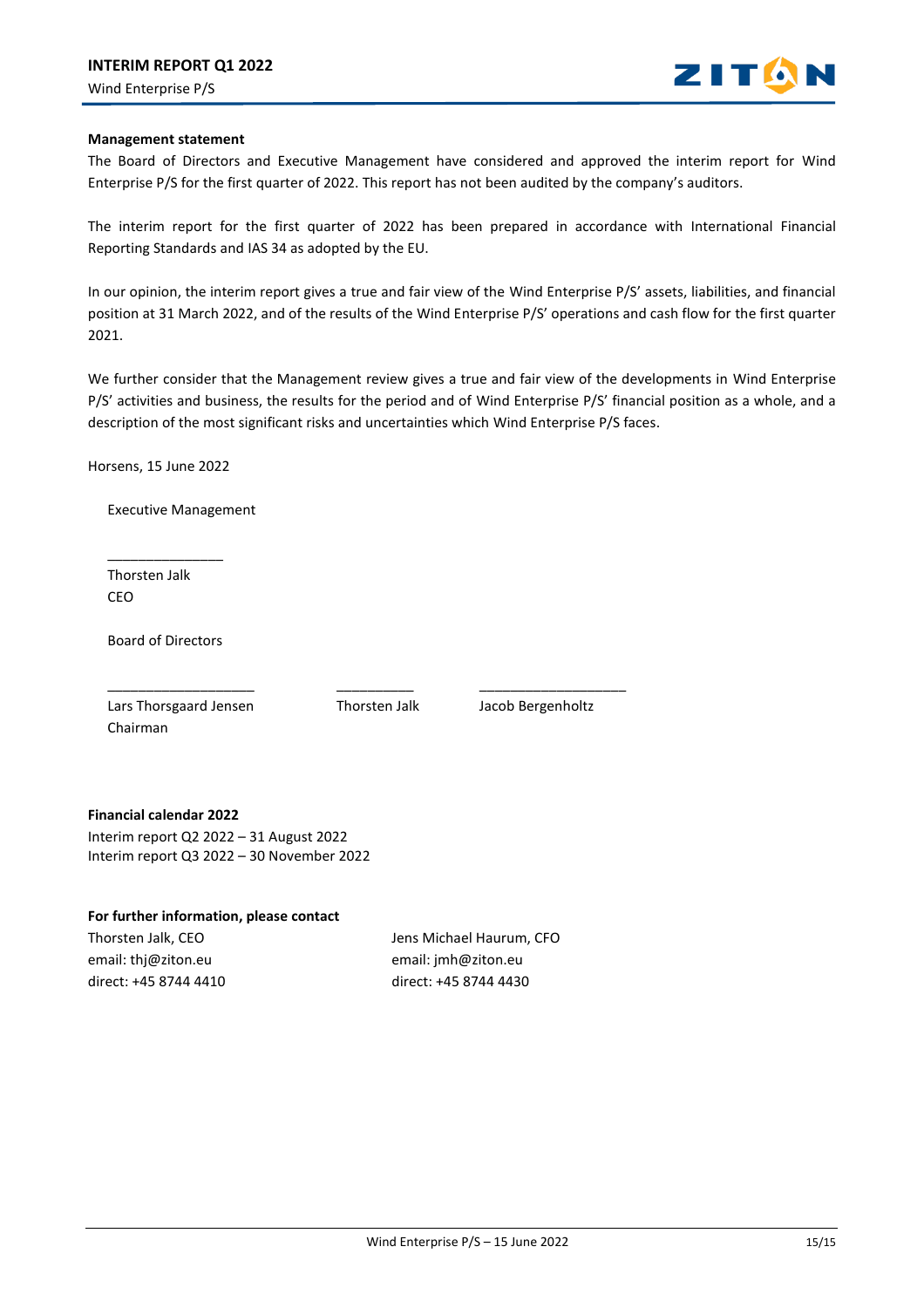**Management statement**

The Board of Directors and Executive Management have considered and approved the interim report for Wind Enterprise P/S for the first quarter of 2022. This report has not been audited by the company's auditors.

The interim report for the first quarter of 2022 has been prepared in accordance with International Financial Reporting Standards and IAS 34 as adopted by the EU.

In our opinion, the interim report gives a true and fair view of the Wind Enterprise P/S' assets, liabilities, and financial position at 31 March 2022, and of the results of the Wind Enterprise P/S' operations and cash flow for the first quarter 2021.

We further consider that the Management review gives a true and fair view of the developments in Wind Enterprise P/S' activities and business, the results for the period and of Wind Enterprise P/S' financial position as a whole, and a description of the most significant risks and uncertainties which Wind Enterprise P/S faces.

Horsens, 15 June 2022

Executive Management

_______________

Thorsten Jalk
CEO

Board of Directors

| | | |
|---|---|---|
| ___________________ | __________ | ___________________ |
| Lars Thorsgaard Jensen<br>Chairman | Thorsten Jalk | Jacob Bergenholtz |

**Financial calendar 2022**

Interim report Q2 2022 – 31 August 2022
Interim report Q3 2022 – 30 November 2022

**For further information, please contact**

Thorsten Jalk, CEO
email: thj@ziton.eu
direct: +45 8744 4410

Jens Michael Haurum, CFO
email: jmh@ziton.eu
direct: +45 8744 4430